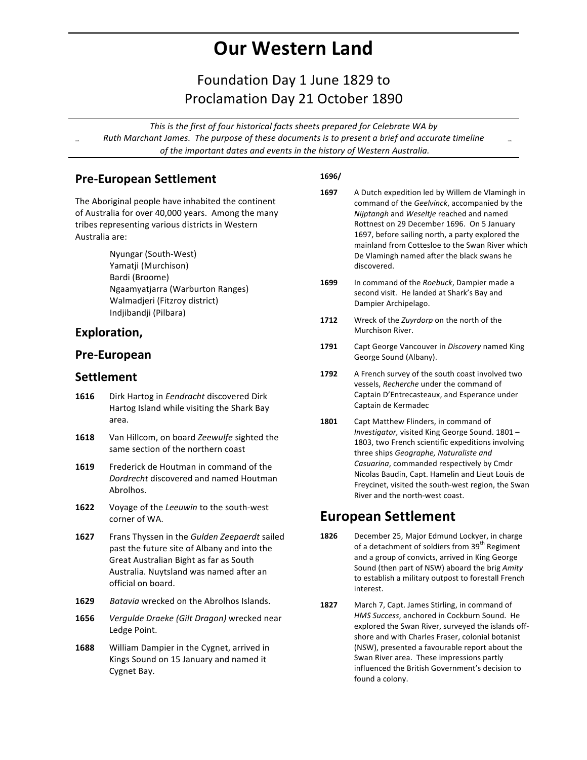# Our Western Land

## Foundation Day 1 June 1829 to Proclamation Day 21 October 1890

*This is the first of four historical facts sheets prepared for Celebrate WA by Ruth Marchant James. The purpose of these documents is to present a brief and accurate timeline of the important dates and events in the history of Western Australia.*

## Pre-European Settlement

The Aboriginal people have inhabited the continent of Australia for over 40,000 years. Among the many tribes representing various districts in Western Australia are:

- Nyungar (South-West)
- Yamatji (Murchison)
- Bardi (Broome)
- Ngaamyatjarra (Warburton Ranges)
- Walmadjeri (Fitzroy district)
- Indjibandji (Pilbara)

## Exploration, Pre-European Settlement

**1616** Dirk Hartog in *Eendracht* discovered Dirk Hartog Island while visiting the Shark Bay area.

**1618** Van Hillcom, on board *Zeewulfe* sighted the same section of the northern coast

**1619** Frederick de Houtman in command of the *Dordrecht* discovered and named Houtman Abrolhos.

**1622** Voyage of the *Leeuwin* to the south-west corner of WA.

**1627** Frans Thyssen in the *Gulden Zeepaerdt* sailed past the future site of Albany and into the Great Australian Bight as far as South Australia. Nuytsland was named after an official on board.

**1629** *Batavia* wrecked on the Abrolhos Islands.

**1656** *Vergulde Draeke (Gilt Dragon)* wrecked near Ledge Point.

**1688** William Dampier in the Cygnet, arrived in Kings Sound on 15 January and named it Cygnet Bay.

**1696/1697** A Dutch expedition led by Willem de Vlamingh in command of the *Geelvinck*, accompanied by the *Nijptangh* and *Weseltje* reached and named Rottnest on 29 December 1696. On 5 January 1697, before sailing north, a party explored the mainland from Cottesloe to the Swan River which De Vlamingh named after the black swans he discovered.

**1699** In command of the *Roebuck*, Dampier made a second visit. He landed at Shark's Bay and Dampier Archipelago.

**1712** Wreck of the *Zuyrdorp* on the north of the Murchison River.

**1791** Capt George Vancouver in *Discovery* named King George Sound (Albany).

**1792** A French survey of the south coast involved two vessels, *Recherche* under the command of Captain D'Entrecasteaux, and Esperance under Captain de Kermadec

**1801** Capt Matthew Flinders, in command of *Investigator,* visited King George Sound. 1801 – 1803, two French scientific expeditions involving three ships *Geographe, Naturaliste and Casuarina*, commanded respectively by Cmdr Nicolas Baudin, Capt. Hamelin and Lieut Louis de Freycinet, visited the south-west region, the Swan River and the north-west coast.

## European Settlement

**1826** December 25, Major Edmund Lockyer, in charge of a detachment of soldiers from 39th Regiment and a group of convicts, arrived in King George Sound (then part of NSW) aboard the brig *Amity* to establish a military outpost to forestall French interest.

**1827** March 7, Capt. James Stirling, in command of *HMS Success*, anchored in Cockburn Sound. He explored the Swan River, surveyed the islands off-shore and with Charles Fraser, colonial botanist (NSW), presented a favourable report about the Swan River area. These impressions partly influenced the British Government's decision to found a colony.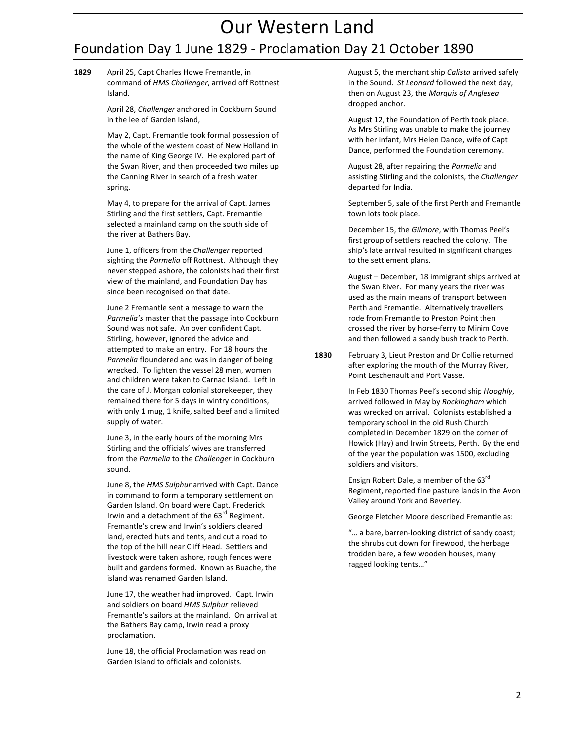# Our Western Land

## Foundation Day 1 June 1829 - Proclamation Day 21 October 1890

**1829** April 25, Capt Charles Howe Fremantle, in command of *HMS Challenger*, arrived off Rottnest Island.

April 28, *Challenger* anchored in Cockburn Sound in the lee of Garden Island,

May 2, Capt. Fremantle took formal possession of the whole of the western coast of New Holland in the name of King George IV. He explored part of the Swan River, and then proceeded two miles up the Canning River in search of a fresh water spring.

May 4, to prepare for the arrival of Capt. James Stirling and the first settlers, Capt. Fremantle selected a mainland camp on the south side of the river at Bathers Bay.

June 1, officers from the *Challenger* reported sighting the *Parmelia* off Rottnest. Although they never stepped ashore, the colonists had their first view of the mainland, and Foundation Day has since been recognised on that date.

June 2 Fremantle sent a message to warn the *Parmelia's* master that the passage into Cockburn Sound was not safe. An over confident Capt. Stirling, however, ignored the advice and attempted to make an entry. For 18 hours the *Parmelia* floundered and was in danger of being wrecked. To lighten the vessel 28 men, women and children were taken to Carnac Island. Left in the care of J. Morgan colonial storekeeper, they remained there for 5 days in wintry conditions, with only 1 mug, 1 knife, salted beef and a limited supply of water.

June 3, in the early hours of the morning Mrs Stirling and the officials' wives are transferred from the *Parmelia* to the *Challenger* in Cockburn sound.

June 8, the *HMS Sulphur* arrived with Capt. Dance in command to form a temporary settlement on Garden Island. On board were Capt. Frederick Irwin and a detachment of the 63rd Regiment. Fremantle's crew and Irwin's soldiers cleared land, erected huts and tents, and cut a road to the top of the hill near Cliff Head. Settlers and livestock were taken ashore, rough fences were built and gardens formed. Known as Buache, the island was renamed Garden Island.

June 17, the weather had improved. Capt. Irwin and soldiers on board *HMS Sulphur* relieved Fremantle's sailors at the mainland. On arrival at the Bathers Bay camp, Irwin read a proxy proclamation.

June 18, the official Proclamation was read on Garden Island to officials and colonists.

August 5, the merchant ship *Calista* arrived safely in the Sound. *St Leonard* followed the next day, then on August 23, the *Marquis of Anglesea* dropped anchor.

August 12, the Foundation of Perth took place. As Mrs Stirling was unable to make the journey with her infant, Mrs Helen Dance, wife of Capt Dance, performed the Foundation ceremony.

August 28, after repairing the *Parmelia* and assisting Stirling and the colonists, the *Challenger* departed for India.

September 5, sale of the first Perth and Fremantle town lots took place.

December 15, the *Gilmore*, with Thomas Peel's first group of settlers reached the colony. The ship's late arrival resulted in significant changes to the settlement plans.

August – December, 18 immigrant ships arrived at the Swan River. For many years the river was used as the main means of transport between Perth and Fremantle. Alternatively travellers rode from Fremantle to Preston Point then crossed the river by horse-ferry to Minim Cove and then followed a sandy bush track to Perth.

**1830** February 3, Lieut Preston and Dr Collie returned after exploring the mouth of the Murray River, Point Leschenault and Port Vasse.

In Feb 1830 Thomas Peel's second ship *Hooghly*, arrived followed in May by *Rockingham* which was wrecked on arrival. Colonists established a temporary school in the old Rush Church completed in December 1829 on the corner of Howick (Hay) and Irwin Streets, Perth. By the end of the year the population was 1500, excluding soldiers and visitors.

Ensign Robert Dale, a member of the 63rd Regiment, reported fine pasture lands in the Avon Valley around York and Beverley.

George Fletcher Moore described Fremantle as:

"… a bare, barren-looking district of sandy coast; the shrubs cut down for firewood, the herbage trodden bare, a few wooden houses, many ragged looking tents…"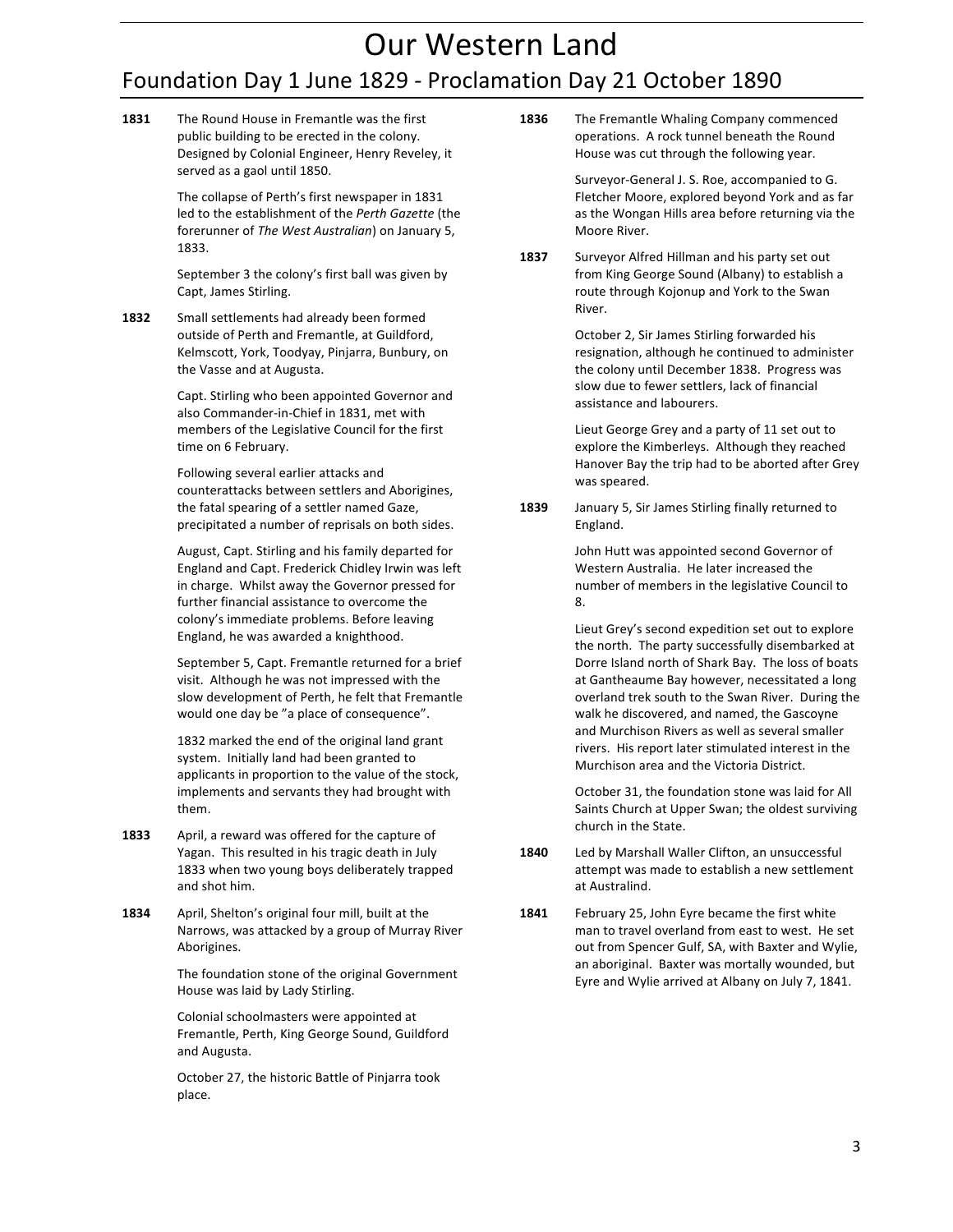# Our Western Land

## Foundation Day 1 June 1829 - Proclamation Day 21 October 1890

**1831** The Round House in Fremantle was the first public building to be erected in the colony. Designed by Colonial Engineer, Henry Reveley, it served as a gaol until 1850.

The collapse of Perth's first newspaper in 1831 led to the establishment of the *Perth Gazette* (the forerunner of *The West Australian*) on January 5, 1833.

September 3 the colony's first ball was given by Capt, James Stirling.

**1832** Small settlements had already been formed outside of Perth and Fremantle, at Guildford, Kelmscott, York, Toodyay, Pinjarra, Bunbury, on the Vasse and at Augusta.

Capt. Stirling who been appointed Governor and also Commander-in-Chief in 1831, met with members of the Legislative Council for the first time on 6 February.

Following several earlier attacks and counterattacks between settlers and Aborigines, the fatal spearing of a settler named Gaze, precipitated a number of reprisals on both sides.

August, Capt. Stirling and his family departed for England and Capt. Frederick Chidley Irwin was left in charge. Whilst away the Governor pressed for further financial assistance to overcome the colony's immediate problems. Before leaving England, he was awarded a knighthood.

September 5, Capt. Fremantle returned for a brief visit. Although he was not impressed with the slow development of Perth, he felt that Fremantle would one day be "a place of consequence".

1832 marked the end of the original land grant system. Initially land had been granted to applicants in proportion to the value of the stock, implements and servants they had brought with them.

**1833** April, a reward was offered for the capture of Yagan. This resulted in his tragic death in July 1833 when two young boys deliberately trapped and shot him.

**1834** April, Shelton's original four mill, built at the Narrows, was attacked by a group of Murray River Aborigines.

The foundation stone of the original Government House was laid by Lady Stirling.

Colonial schoolmasters were appointed at Fremantle, Perth, King George Sound, Guildford and Augusta.

October 27, the historic Battle of Pinjarra took place.

**1836** The Fremantle Whaling Company commenced operations. A rock tunnel beneath the Round House was cut through the following year.

Surveyor-General J. S. Roe, accompanied to G. Fletcher Moore, explored beyond York and as far as the Wongan Hills area before returning via the Moore River.

**1837** Surveyor Alfred Hillman and his party set out from King George Sound (Albany) to establish a route through Kojonup and York to the Swan River.

October 2, Sir James Stirling forwarded his resignation, although he continued to administer the colony until December 1838. Progress was slow due to fewer settlers, lack of financial assistance and labourers.

Lieut George Grey and a party of 11 set out to explore the Kimberleys. Although they reached Hanover Bay the trip had to be aborted after Grey was speared.

**1839** January 5, Sir James Stirling finally returned to England.

John Hutt was appointed second Governor of Western Australia. He later increased the number of members in the legislative Council to 8.

Lieut Grey's second expedition set out to explore the north. The party successfully disembarked at Dorre Island north of Shark Bay. The loss of boats at Gantheaume Bay however, necessitated a long overland trek south to the Swan River. During the walk he discovered, and named, the Gascoyne and Murchison Rivers as well as several smaller rivers. His report later stimulated interest in the Murchison area and the Victoria District.

October 31, the foundation stone was laid for All Saints Church at Upper Swan; the oldest surviving church in the State.

**1840** Led by Marshall Waller Clifton, an unsuccessful attempt was made to establish a new settlement at Australind.

**1841** February 25, John Eyre became the first white man to travel overland from east to west. He set out from Spencer Gulf, SA, with Baxter and Wylie, an aboriginal. Baxter was mortally wounded, but Eyre and Wylie arrived at Albany on July 7, 1841.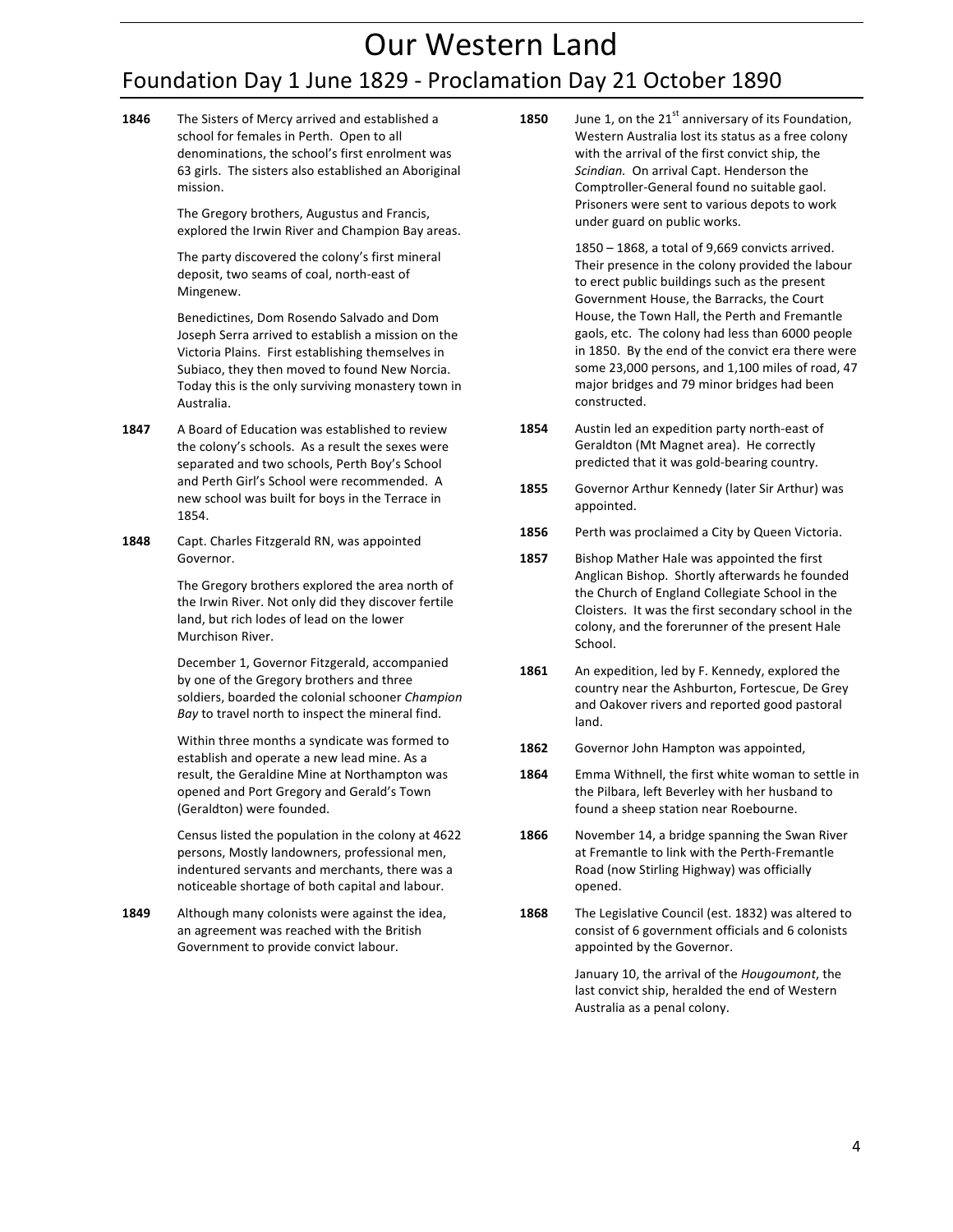# Our Western Land

## Foundation Day 1 June 1829 - Proclamation Day 21 October 1890

**1846** The Sisters of Mercy arrived and established a school for females in Perth. Open to all denominations, the school's first enrolment was 63 girls. The sisters also established an Aboriginal mission.

The Gregory brothers, Augustus and Francis, explored the Irwin River and Champion Bay areas.

The party discovered the colony's first mineral deposit, two seams of coal, north-east of Mingenew.

Benedictines, Dom Rosendo Salvado and Dom Joseph Serra arrived to establish a mission on the Victoria Plains. First establishing themselves in Subiaco, they then moved to found New Norcia. Today this is the only surviving monastery town in Australia.

**1847** A Board of Education was established to review the colony's schools. As a result the sexes were separated and two schools, Perth Boy's School and Perth Girl's School were recommended. A new school was built for boys in the Terrace in 1854.

**1848** Capt. Charles Fitzgerald RN, was appointed Governor.

The Gregory brothers explored the area north of the Irwin River. Not only did they discover fertile land, but rich lodes of lead on the lower Murchison River.

December 1, Governor Fitzgerald, accompanied by one of the Gregory brothers and three soldiers, boarded the colonial schooner *Champion Bay* to travel north to inspect the mineral find.

Within three months a syndicate was formed to establish and operate a new lead mine. As a result, the Geraldine Mine at Northampton was opened and Port Gregory and Gerald's Town (Geraldton) were founded.

Census listed the population in the colony at 4622 persons, Mostly landowners, professional men, indentured servants and merchants, there was a noticeable shortage of both capital and labour.

**1849** Although many colonists were against the idea, an agreement was reached with the British Government to provide convict labour.

**1850** June 1, on the 21st anniversary of its Foundation, Western Australia lost its status as a free colony with the arrival of the first convict ship, the *Scindian.* On arrival Capt. Henderson the Comptroller-General found no suitable gaol. Prisoners were sent to various depots to work under guard on public works.

1850 – 1868, a total of 9,669 convicts arrived. Their presence in the colony provided the labour to erect public buildings such as the present Government House, the Barracks, the Court House, the Town Hall, the Perth and Fremantle gaols, etc. The colony had less than 6000 people in 1850. By the end of the convict era there were some 23,000 persons, and 1,100 miles of road, 47 major bridges and 79 minor bridges had been constructed.

**1854** Austin led an expedition party north-east of Geraldton (Mt Magnet area). He correctly predicted that it was gold-bearing country.

**1855** Governor Arthur Kennedy (later Sir Arthur) was appointed.

**1856** Perth was proclaimed a City by Queen Victoria.

**1857** Bishop Mather Hale was appointed the first Anglican Bishop. Shortly afterwards he founded the Church of England Collegiate School in the Cloisters. It was the first secondary school in the colony, and the forerunner of the present Hale School.

**1861** An expedition, led by F. Kennedy, explored the country near the Ashburton, Fortescue, De Grey and Oakover rivers and reported good pastoral land.

**1862** Governor John Hampton was appointed,

**1864** Emma Withnell, the first white woman to settle in the Pilbara, left Beverley with her husband to found a sheep station near Roebourne.

**1866** November 14, a bridge spanning the Swan River at Fremantle to link with the Perth-Fremantle Road (now Stirling Highway) was officially opened.

**1868** The Legislative Council (est. 1832) was altered to consist of 6 government officials and 6 colonists appointed by the Governor.

January 10, the arrival of the *Hougoumont*, the last convict ship, heralded the end of Western Australia as a penal colony.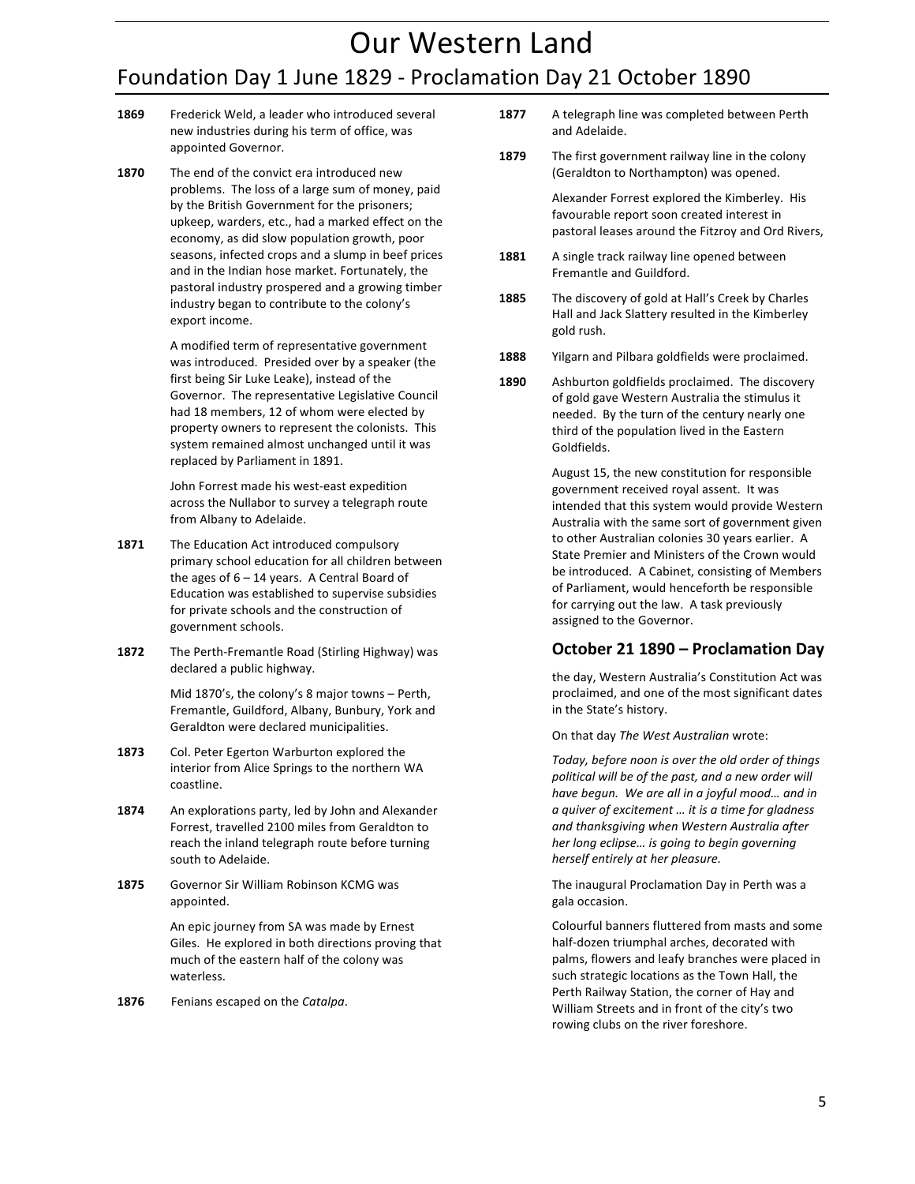# Our Western Land

## Foundation Day 1 June 1829 - Proclamation Day 21 October 1890

**1869** Frederick Weld, a leader who introduced several new industries during his term of office, was appointed Governor.

**1870** The end of the convict era introduced new problems. The loss of a large sum of money, paid by the British Government for the prisoners; upkeep, warders, etc., had a marked effect on the economy, as did slow population growth, poor seasons, infected crops and a slump in beef prices and in the Indian hose market. Fortunately, the pastoral industry prospered and a growing timber industry began to contribute to the colony's export income.

A modified term of representative government was introduced. Presided over by a speaker (the first being Sir Luke Leake), instead of the Governor. The representative Legislative Council had 18 members, 12 of whom were elected by property owners to represent the colonists. This system remained almost unchanged until it was replaced by Parliament in 1891.

John Forrest made his west-east expedition across the Nullabor to survey a telegraph route from Albany to Adelaide.

**1871** The Education Act introduced compulsory primary school education for all children between the ages of 6 – 14 years. A Central Board of Education was established to supervise subsidies for private schools and the construction of government schools.

**1872** The Perth-Fremantle Road (Stirling Highway) was declared a public highway.

Mid 1870's, the colony's 8 major towns – Perth, Fremantle, Guildford, Albany, Bunbury, York and Geraldton were declared municipalities.

**1873** Col. Peter Egerton Warburton explored the interior from Alice Springs to the northern WA coastline.

**1874** An explorations party, led by John and Alexander Forrest, travelled 2100 miles from Geraldton to reach the inland telegraph route before turning south to Adelaide.

**1875** Governor Sir William Robinson KCMG was appointed.

An epic journey from SA was made by Ernest Giles. He explored in both directions proving that much of the eastern half of the colony was waterless.

**1876** Fenians escaped on the *Catalpa*.

**1877** A telegraph line was completed between Perth and Adelaide.

**1879** The first government railway line in the colony (Geraldton to Northampton) was opened.

Alexander Forrest explored the Kimberley. His favourable report soon created interest in pastoral leases around the Fitzroy and Ord Rivers,

**1881** A single track railway line opened between Fremantle and Guildford.

**1885** The discovery of gold at Hall's Creek by Charles Hall and Jack Slattery resulted in the Kimberley gold rush.

**1888** Yilgarn and Pilbara goldfields were proclaimed.

**1890** Ashburton goldfields proclaimed. The discovery of gold gave Western Australia the stimulus it needed. By the turn of the century nearly one third of the population lived in the Eastern Goldfields.

August 15, the new constitution for responsible government received royal assent. It was intended that this system would provide Western Australia with the same sort of government given to other Australian colonies 30 years earlier. A State Premier and Ministers of the Crown would be introduced. A Cabinet, consisting of Members of Parliament, would henceforth be responsible for carrying out the law. A task previously assigned to the Governor.

### October 21 1890 – Proclamation Day

the day, Western Australia's Constitution Act was proclaimed, and one of the most significant dates in the State's history.

On that day *The West Australian* wrote:

*Today, before noon is over the old order of things political will be of the past, and a new order will have begun. We are all in a joyful mood… and in a quiver of excitement … it is a time for gladness and thanksgiving when Western Australia after her long eclipse… is going to begin governing herself entirely at her pleasure.*

The inaugural Proclamation Day in Perth was a gala occasion.

Colourful banners fluttered from masts and some half-dozen triumphal arches, decorated with palms, flowers and leafy branches were placed in such strategic locations as the Town Hall, the Perth Railway Station, the corner of Hay and William Streets and in front of the city's two rowing clubs on the river foreshore.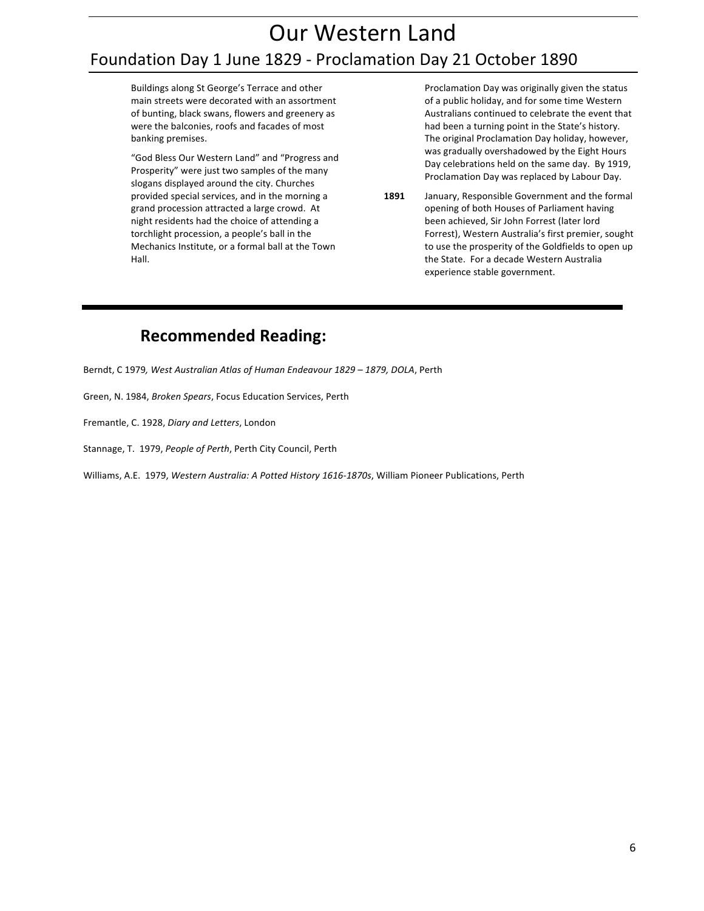Buildings along St George's Terrace and other main streets were decorated with an assortment of bunting, black swans, flowers and greenery as were the balconies, roofs and facades of most banking premises.

"God Bless Our Western Land" and "Progress and Prosperity" were just two samples of the many slogans displayed around the city. Churches provided special services, and in the morning a grand procession attracted a large crowd. At night residents had the choice of attending a torchlight procession, a people's ball in the Mechanics Institute, or a formal ball at the Town Hall.

Proclamation Day was originally given the status of a public holiday, and for some time Western Australians continued to celebrate the event that had been a turning point in the State's history. The original Proclamation Day holiday, however, was gradually overshadowed by the Eight Hours Day celebrations held on the same day. By 1919, Proclamation Day was replaced by Labour Day.

**1891** January, Responsible Government and the formal opening of both Houses of Parliament having been achieved, Sir John Forrest (later lord Forrest), Western Australia's first premier, sought to use the prosperity of the Goldfields to open up the State. For a decade Western Australia experience stable government.

## Recommended Reading:

Berndt, C 1979*, West Australian Atlas of Human Endeavour 1829 – 1879, DOLA*, Perth

Green, N. 1984, *Broken Spears*, Focus Education Services, Perth

Fremantle, C. 1928, *Diary and Letters*, London

Stannage, T. 1979, *People of Perth*, Perth City Council, Perth

Williams, A.E. 1979, *Western Australia: A Potted History 1616-1870s*, William Pioneer Publications, Perth